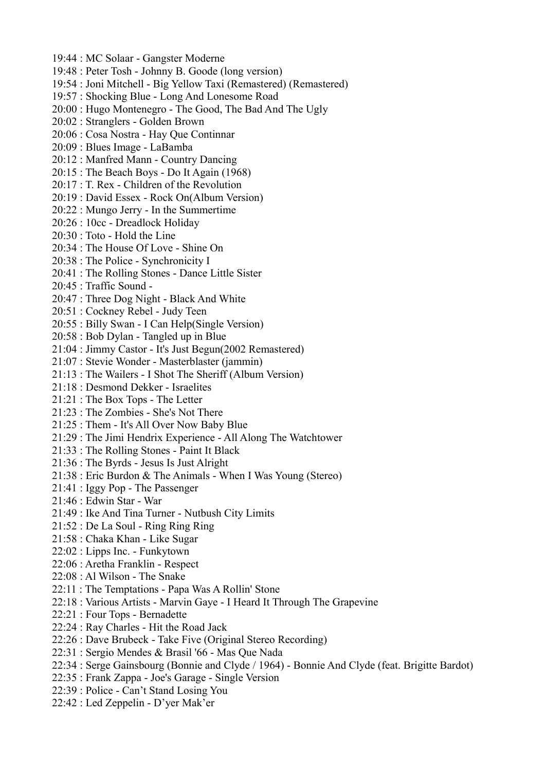19:44 : MC Solaar - Gangster Moderne
19:48 : Peter Tosh - Johnny B. Goode (long version)
19:54 : Joni Mitchell - Big Yellow Taxi (Remastered) (Remastered)
19:57 : Shocking Blue - Long And Lonesome Road
20:00 : Hugo Montenegro - The Good, The Bad And The Ugly
20:02 : Stranglers - Golden Brown
20:06 : Cosa Nostra - Hay Que Continnar
20:09 : Blues Image - LaBamba
20:12 : Manfred Mann - Country Dancing
20:15 : The Beach Boys - Do It Again (1968)
20:17 : T. Rex - Children of the Revolution
20:19 : David Essex - Rock On(Album Version)
20:22 : Mungo Jerry - In the Summertime
20:26 : 10cc - Dreadlock Holiday
20:30 : Toto - Hold the Line
20:34 : The House Of Love - Shine On
20:38 : The Police - Synchronicity I
20:41 : The Rolling Stones - Dance Little Sister
20:45 : Traffic Sound -
20:47 : Three Dog Night - Black And White
20:51 : Cockney Rebel - Judy Teen
20:55 : Billy Swan - I Can Help(Single Version)
20:58 : Bob Dylan - Tangled up in Blue
21:04 : Jimmy Castor - It's Just Begun(2002 Remastered)
21:07 : Stevie Wonder - Masterblaster (jammin)
21:13 : The Wailers - I Shot The Sheriff (Album Version)
21:18 : Desmond Dekker - Israelites
21:21 : The Box Tops - The Letter
21:23 : The Zombies - She's Not There
21:25 : Them - It's All Over Now Baby Blue
21:29 : The Jimi Hendrix Experience - All Along The Watchtower
21:33 : The Rolling Stones - Paint It Black
21:36 : The Byrds - Jesus Is Just Alright
21:38 : Eric Burdon & The Animals - When I Was Young (Stereo)
21:41 : Iggy Pop - The Passenger
21:46 : Edwin Star - War
21:49 : Ike And Tina Turner - Nutbush City Limits
21:52 : De La Soul - Ring Ring Ring
21:58 : Chaka Khan - Like Sugar
22:02 : Lipps Inc. - Funkytown
22:06 : Aretha Franklin - Respect
22:08 : Al Wilson - The Snake
22:11 : The Temptations - Papa Was A Rollin' Stone
22:18 : Various Artists - Marvin Gaye - I Heard It Through The Grapevine
22:21 : Four Tops - Bernadette
22:24 : Ray Charles - Hit the Road Jack
22:26 : Dave Brubeck - Take Five (Original Stereo Recording)
22:31 : Sergio Mendes & Brasil '66 - Mas Que Nada
22:34 : Serge Gainsbourg (Bonnie and Clyde / 1964) - Bonnie And Clyde (feat. Brigitte Bardot)
22:35 : Frank Zappa - Joe's Garage - Single Version
22:39 : Police - Can’t Stand Losing You
22:42 : Led Zeppelin - D’yer Mak’er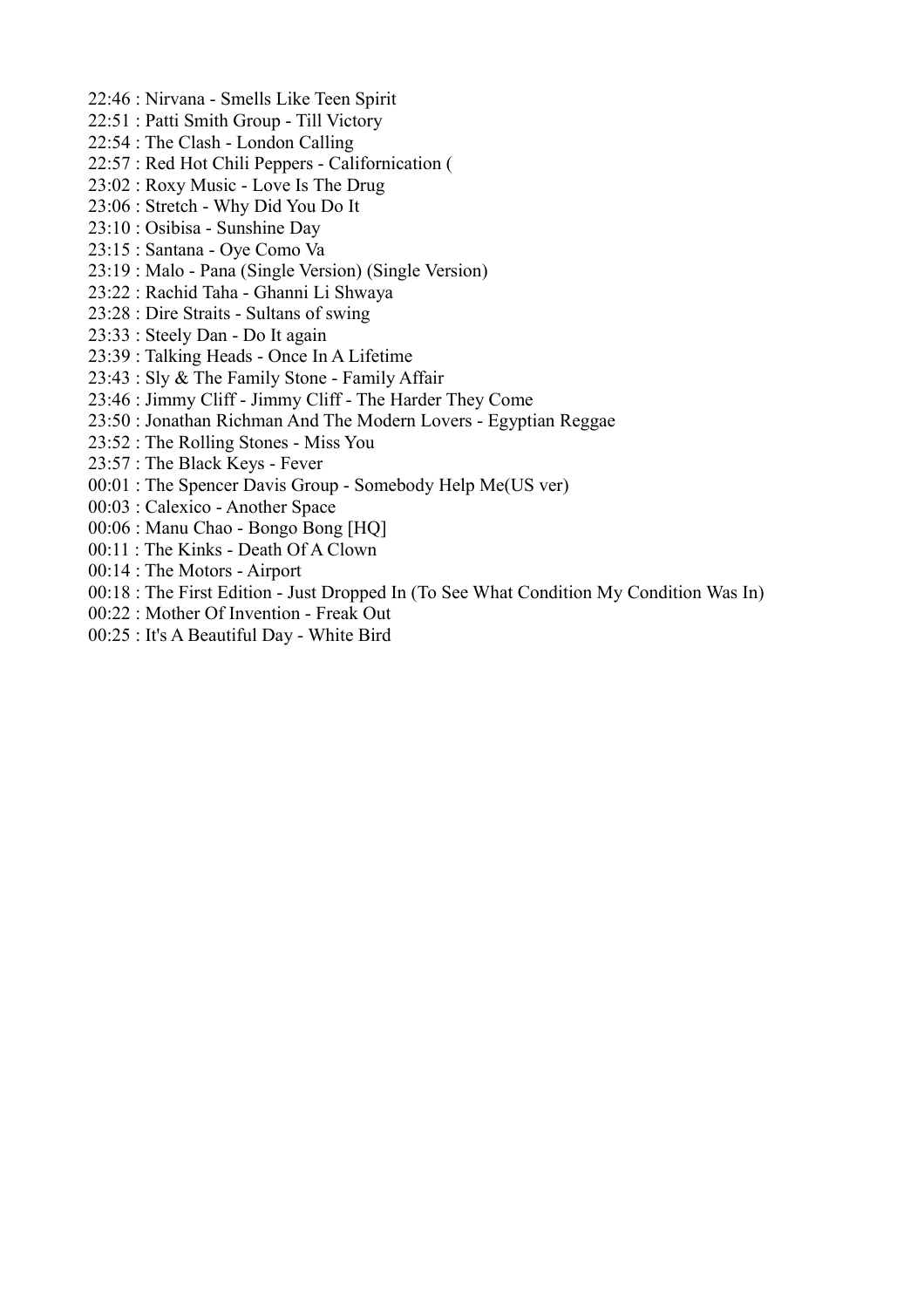22:46 : Nirvana - Smells Like Teen Spirit
22:51 : Patti Smith Group - Till Victory
22:54 : The Clash - London Calling
22:57 : Red Hot Chili Peppers - Californication (
23:02 : Roxy Music - Love Is The Drug
23:06 : Stretch - Why Did You Do It
23:10 : Osibisa - Sunshine Day
23:15 : Santana - Oye Como Va
23:19 : Malo - Pana (Single Version) (Single Version)
23:22 : Rachid Taha - Ghanni Li Shwaya
23:28 : Dire Straits - Sultans of swing
23:33 : Steely Dan - Do It again
23:39 : Talking Heads - Once In A Lifetime
23:43 : Sly & The Family Stone - Family Affair
23:46 : Jimmy Cliff - Jimmy Cliff - The Harder They Come
23:50 : Jonathan Richman And The Modern Lovers - Egyptian Reggae
23:52 : The Rolling Stones - Miss You
23:57 : The Black Keys - Fever
00:01 : The Spencer Davis Group - Somebody Help Me(US ver)
00:03 : Calexico - Another Space
00:06 : Manu Chao - Bongo Bong [HQ]
00:11 : The Kinks - Death Of A Clown
00:14 : The Motors - Airport
00:18 : The First Edition - Just Dropped In (To See What Condition My Condition Was In)
00:22 : Mother Of Invention - Freak Out
00:25 : It's A Beautiful Day - White Bird